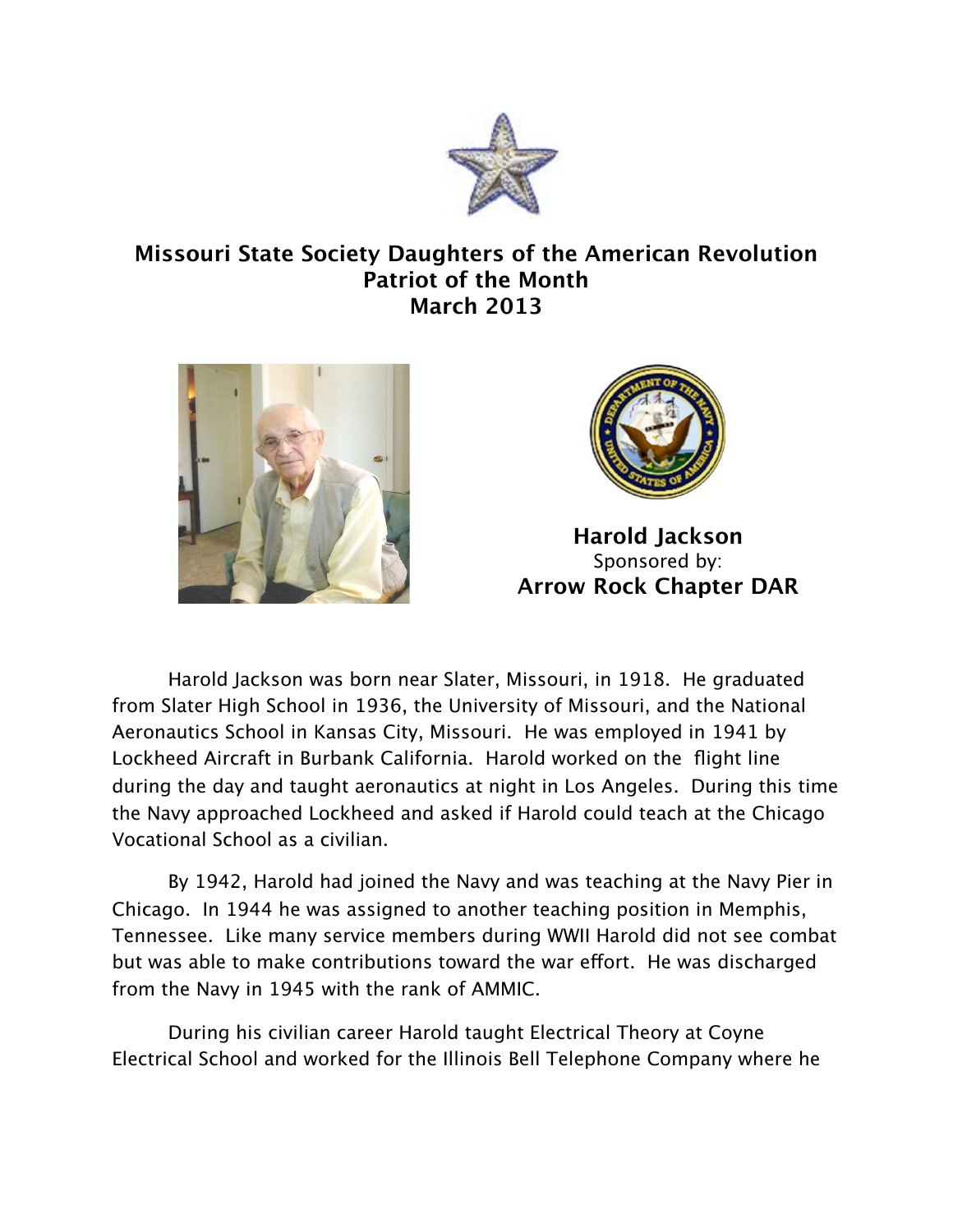# Missouri State Society Daughters of the American Revolution
## Patriot of the Month
## March 2013

**Harold Jackson**

Sponsored by:

**Arrow Rock Chapter DAR**

Harold Jackson was born near Slater, Missouri, in 1918. He graduated from Slater High School in 1936, the University of Missouri, and the National Aeronautics School in Kansas City, Missouri. He was employed in 1941 by Lockheed Aircraft in Burbank California. Harold worked on the flight line during the day and taught aeronautics at night in Los Angeles. During this time the Navy approached Lockheed and asked if Harold could teach at the Chicago Vocational School as a civilian.

By 1942, Harold had joined the Navy and was teaching at the Navy Pier in Chicago. In 1944 he was assigned to another teaching position in Memphis, Tennessee. Like many service members during WWII Harold did not see combat but was able to make contributions toward the war effort. He was discharged from the Navy in 1945 with the rank of AMMIC.

During his civilian career Harold taught Electrical Theory at Coyne Electrical School and worked for the Illinois Bell Telephone Company where he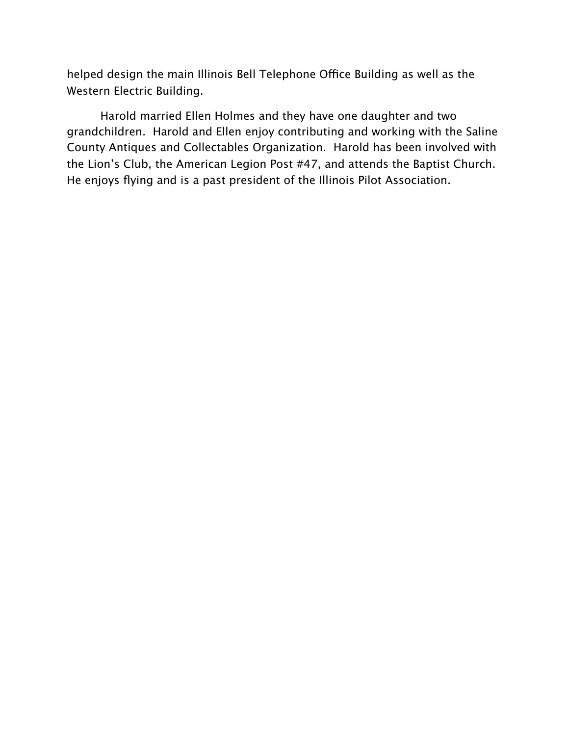helped design the main Illinois Bell Telephone Office Building as well as the Western Electric Building.

Harold married Ellen Holmes and they have one daughter and two grandchildren. Harold and Ellen enjoy contributing and working with the Saline County Antiques and Collectables Organization. Harold has been involved with the Lion's Club, the American Legion Post #47, and attends the Baptist Church. He enjoys flying and is a past president of the Illinois Pilot Association.